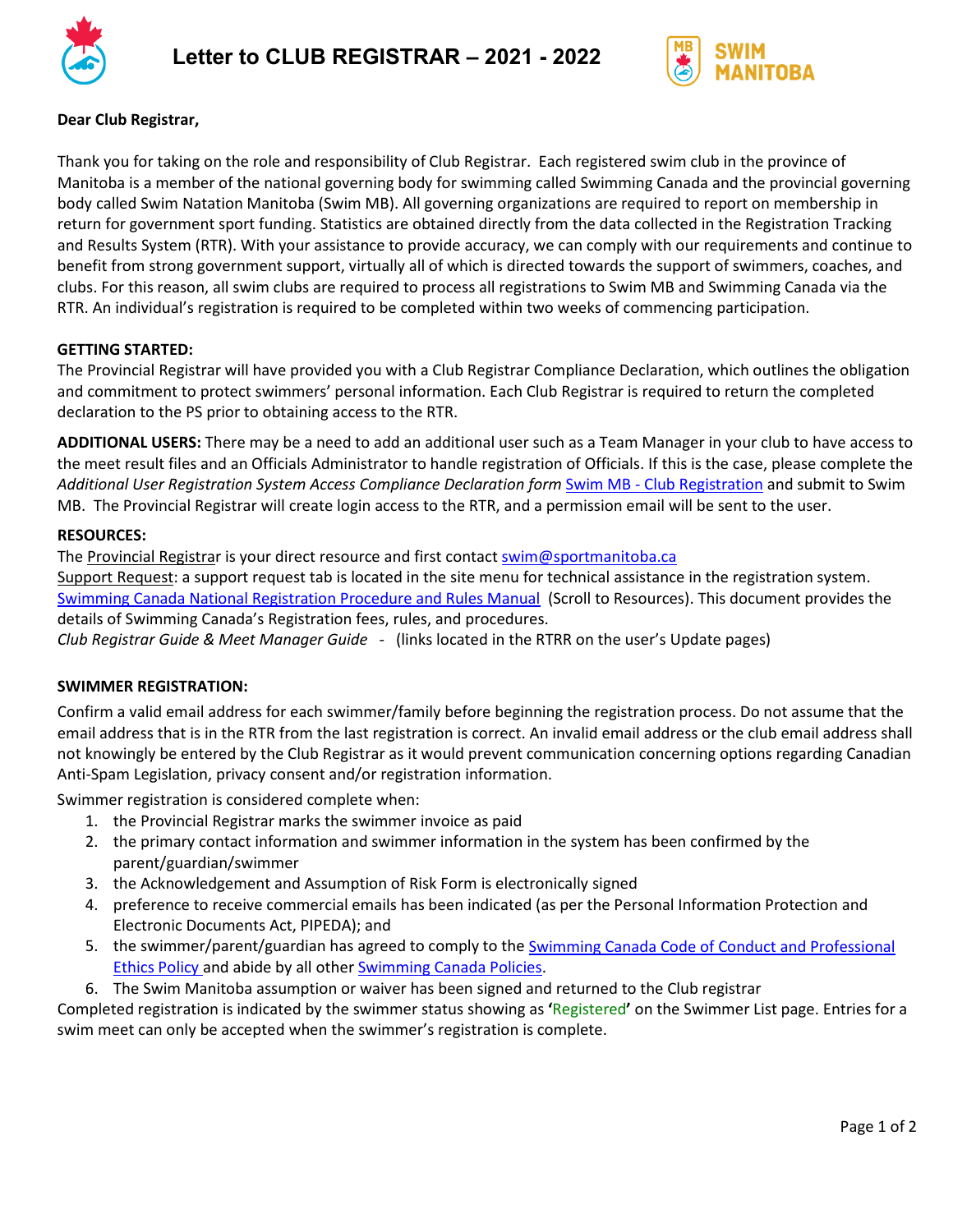# Letter to CLUB REGISTRAR – 2021 - 2022

**Dear Club Registrar,**

Thank you for taking on the role and responsibility of Club Registrar. Each registered swim club in the province of Manitoba is a member of the national governing body for swimming called Swimming Canada and the provincial governing body called Swim Natation Manitoba (Swim MB). All governing organizations are required to report on membership in return for government sport funding. Statistics are obtained directly from the data collected in the Registration Tracking and Results System (RTR). With your assistance to provide accuracy, we can comply with our requirements and continue to benefit from strong government support, virtually all of which is directed towards the support of swimmers, coaches, and clubs. For this reason, all swim clubs are required to process all registrations to Swim MB and Swimming Canada via the RTR. An individual's registration is required to be completed within two weeks of commencing participation.

**GETTING STARTED:**

The Provincial Registrar will have provided you with a Club Registrar Compliance Declaration, which outlines the obligation and commitment to protect swimmers' personal information. Each Club Registrar is required to return the completed declaration to the PS prior to obtaining access to the RTR.

**ADDITIONAL USERS:** There may be a need to add an additional user such as a Team Manager in your club to have access to the meet result files and an Officials Administrator to handle registration of Officials. If this is the case, please complete the *Additional User Registration System Access Compliance Declaration form* Swim MB - Club Registration and submit to Swim MB. The Provincial Registrar will create login access to the RTR, and a permission email will be sent to the user.

**RESOURCES:**

The Provincial Registrar is your direct resource and first contact swim@sportmanitoba.ca

Support Request: a support request tab is located in the site menu for technical assistance in the registration system.

Swimming Canada National Registration Procedure and Rules Manual (Scroll to Resources). This document provides the details of Swimming Canada's Registration fees, rules, and procedures.

*Club Registrar Guide & Meet Manager Guide* - (links located in the RTRR on the user's Update pages)

**SWIMMER REGISTRATION:**

Confirm a valid email address for each swimmer/family before beginning the registration process. Do not assume that the email address that is in the RTR from the last registration is correct. An invalid email address or the club email address shall not knowingly be entered by the Club Registrar as it would prevent communication concerning options regarding Canadian Anti-Spam Legislation, privacy consent and/or registration information.

Swimmer registration is considered complete when:

1. the Provincial Registrar marks the swimmer invoice as paid
2. the primary contact information and swimmer information in the system has been confirmed by the parent/guardian/swimmer
3. the Acknowledgement and Assumption of Risk Form is electronically signed
4. preference to receive commercial emails has been indicated (as per the Personal Information Protection and Electronic Documents Act, PIPEDA); and
5. the swimmer/parent/guardian has agreed to comply to the Swimming Canada Code of Conduct and Professional Ethics Policy and abide by all other Swimming Canada Policies.
6. The Swim Manitoba assumption or waiver has been signed and returned to the Club registrar

Completed registration is indicated by the swimmer status showing as **'**Registered**'** on the Swimmer List page. Entries for a swim meet can only be accepted when the swimmer's registration is complete.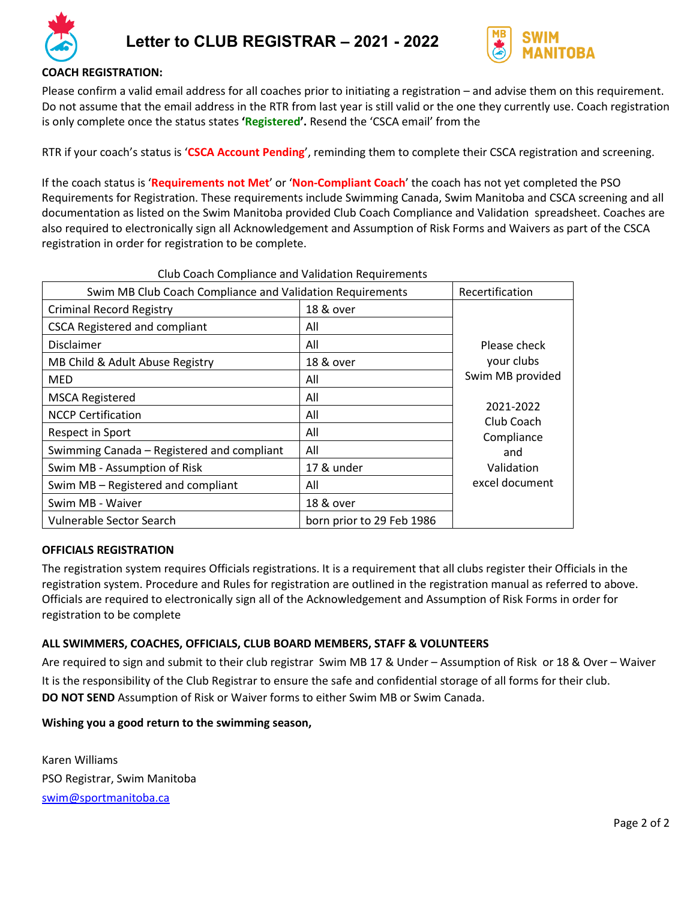# Letter to CLUB REGISTRAR – 2021 - 2022

**COACH REGISTRATION:**

Please confirm a valid email address for all coaches prior to initiating a registration – and advise them on this requirement. Do not assume that the email address in the RTR from last year is still valid or the one they currently use. Coach registration is only complete once the status states **'Registered'.** Resend the 'CSCA email' from the

RTR if your coach's status is '**CSCA Account Pending**', reminding them to complete their CSCA registration and screening.

If the coach status is '**Requirements not Met**' or '**Non-Compliant Coach**' the coach has not yet completed the PSO Requirements for Registration. These requirements include Swimming Canada, Swim Manitoba and CSCA screening and all documentation as listed on the Swim Manitoba provided Club Coach Compliance and Validation spreadsheet. Coaches are also required to electronically sign all Acknowledgement and Assumption of Risk Forms and Waivers as part of the CSCA registration in order for registration to be complete.

Club Coach Compliance and Validation Requirements

| Swim MB Club Coach Compliance and Validation Requirements | | Recertification |
|---|---|---|
| Criminal Record Registry | 18 & over | Please check your clubs Swim MB provided 2021-2022 Club Coach Compliance and Validation excel document |
| CSCA Registered and compliant | All | |
| Disclaimer | All | |
| MB Child & Adult Abuse Registry | 18 & over | |
| MED | All | |
| MSCA Registered | All | |
| NCCP Certification | All | |
| Respect in Sport | All | |
| Swimming Canada – Registered and compliant | All | |
| Swim MB - Assumption of Risk | 17 & under | |
| Swim MB – Registered and compliant | All | |
| Swim MB - Waiver | 18 & over | |
| Vulnerable Sector Search | born prior to 29 Feb 1986 | |

**OFFICIALS REGISTRATION**

The registration system requires Officials registrations. It is a requirement that all clubs register their Officials in the registration system. Procedure and Rules for registration are outlined in the registration manual as referred to above. Officials are required to electronically sign all of the Acknowledgement and Assumption of Risk Forms in order for registration to be complete

**ALL SWIMMERS, COACHES, OFFICIALS, CLUB BOARD MEMBERS, STAFF & VOLUNTEERS**

Are required to sign and submit to their club registrar Swim MB 17 & Under – Assumption of Risk or 18 & Over – Waiver

It is the responsibility of the Club Registrar to ensure the safe and confidential storage of all forms for their club.

**DO NOT SEND** Assumption of Risk or Waiver forms to either Swim MB or Swim Canada.

**Wishing you a good return to the swimming season,**

Karen Williams

PSO Registrar, Swim Manitoba

swim@sportmanitoba.ca